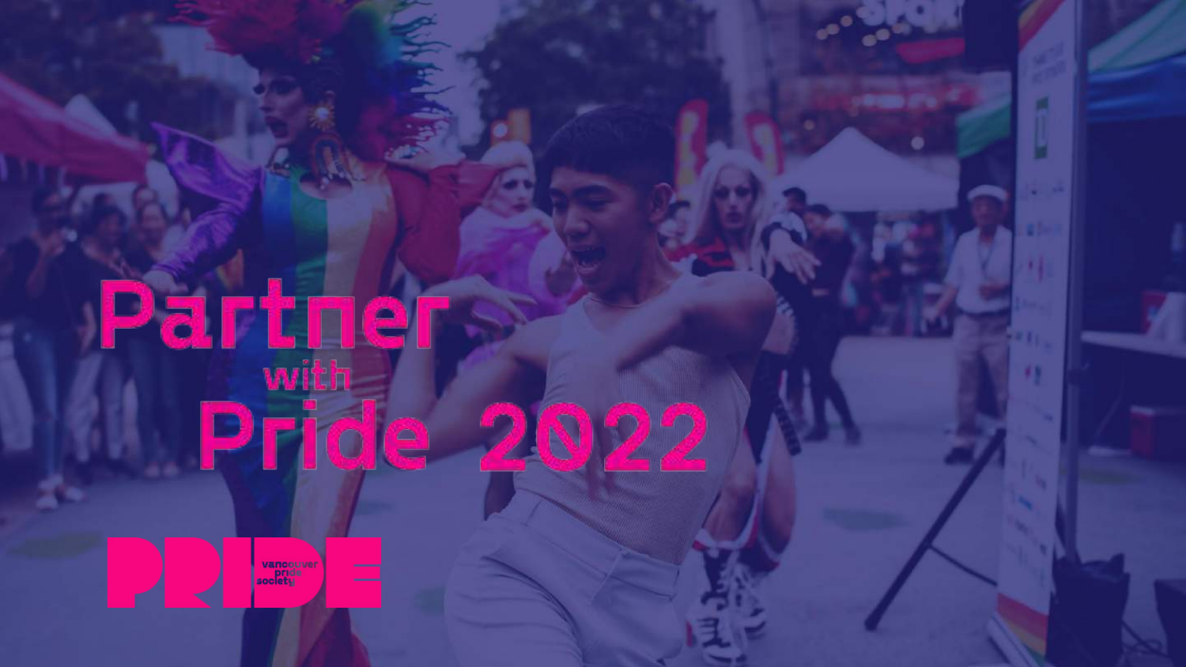# Partner with Pride 2022

PRIDE vancouver pride society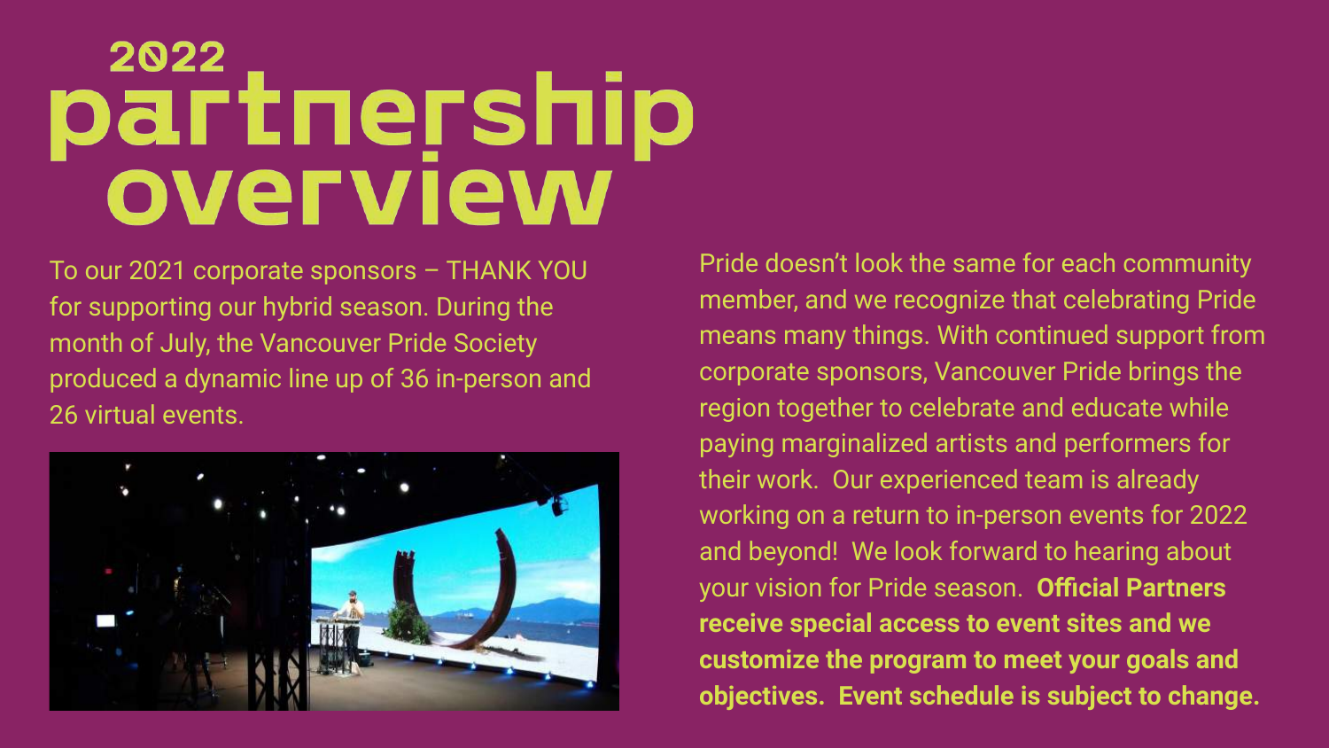# 2022 partnership overview

To our 2021 corporate sponsors – THANK YOU for supporting our hybrid season. During the month of July, the Vancouver Pride Society produced a dynamic line up of 36 in-person and 26 virtual events.

Pride doesn't look the same for each community member, and we recognize that celebrating Pride means many things. With continued support from corporate sponsors, Vancouver Pride brings the region together to celebrate and educate while paying marginalized artists and performers for their work. Our experienced team is already working on a return to in-person events for 2022 and beyond! We look forward to hearing about your vision for Pride season. **Official Partners receive special access to event sites and we customize the program to meet your goals and objectives. Event schedule is subject to change.**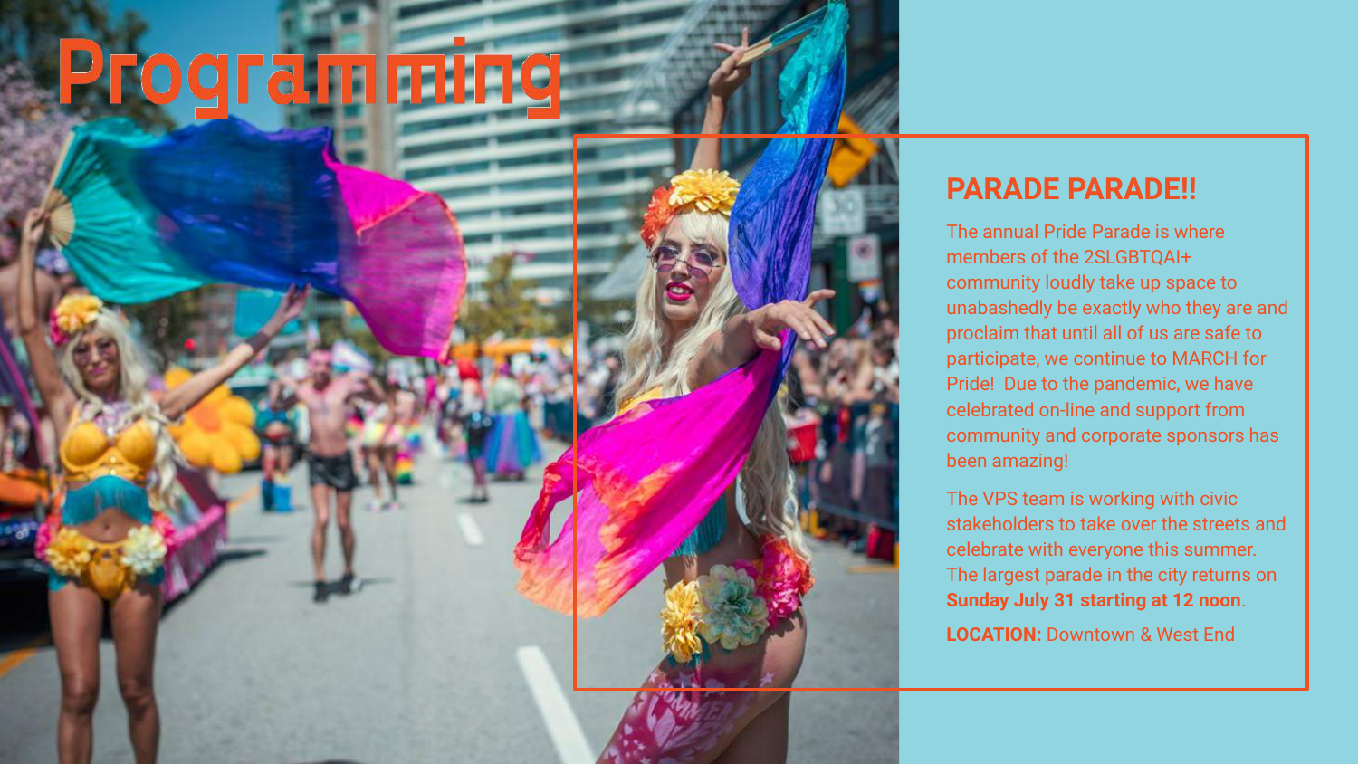# Programming

## PARADE PARADE!!

The annual Pride Parade is where members of the 2SLGBTQAI+ community loudly take up space to unabashedly be exactly who they are and proclaim that until all of us are safe to participate, we continue to MARCH for Pride! Due to the pandemic, we have celebrated on-line and support from community and corporate sponsors has been amazing!

The VPS team is working with civic stakeholders to take over the streets and celebrate with everyone this summer. The largest parade in the city returns on **Sunday July 31 starting at 12 noon**.

**LOCATION:** Downtown & West End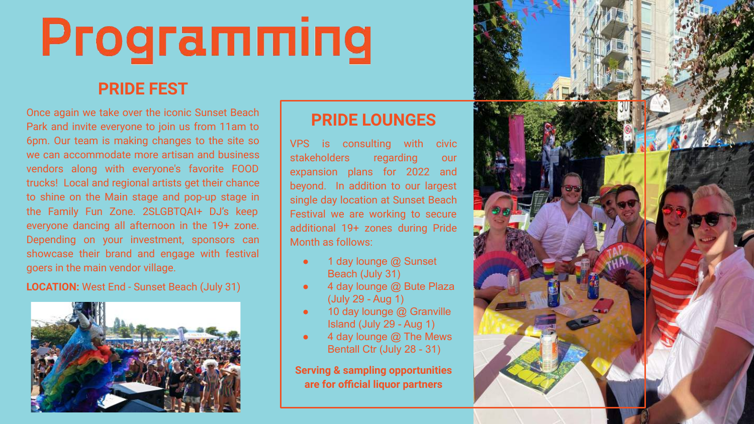# Programming

## PRIDE FEST

Once again we take over the iconic Sunset Beach Park and invite everyone to join us from 11am to 6pm. Our team is making changes to the site so we can accommodate more artisan and business vendors along with everyone's favorite FOOD trucks! Local and regional artists get their chance to shine on the Main stage and pop-up stage in the Family Fun Zone. 2SLGBTQAI+ DJ's keep everyone dancing all afternoon in the 19+ zone. Depending on your investment, sponsors can showcase their brand and engage with festival goers in the main vendor village.

**LOCATION:** West End - Sunset Beach (July 31)

## PRIDE LOUNGES

VPS is consulting with civic stakeholders regarding our expansion plans for 2022 and beyond. In addition to our largest single day location at Sunset Beach Festival we are working to secure additional 19+ zones during Pride Month as follows:

- 1 day lounge @ Sunset Beach (July 31)
- 4 day lounge @ Bute Plaza (July 29 - Aug 1)
- 10 day lounge @ Granville Island (July 29 - Aug 1)
- 4 day lounge @ The Mews Bentall Ctr (July 28 - 31)

**Serving & sampling opportunities are for official liquor partners**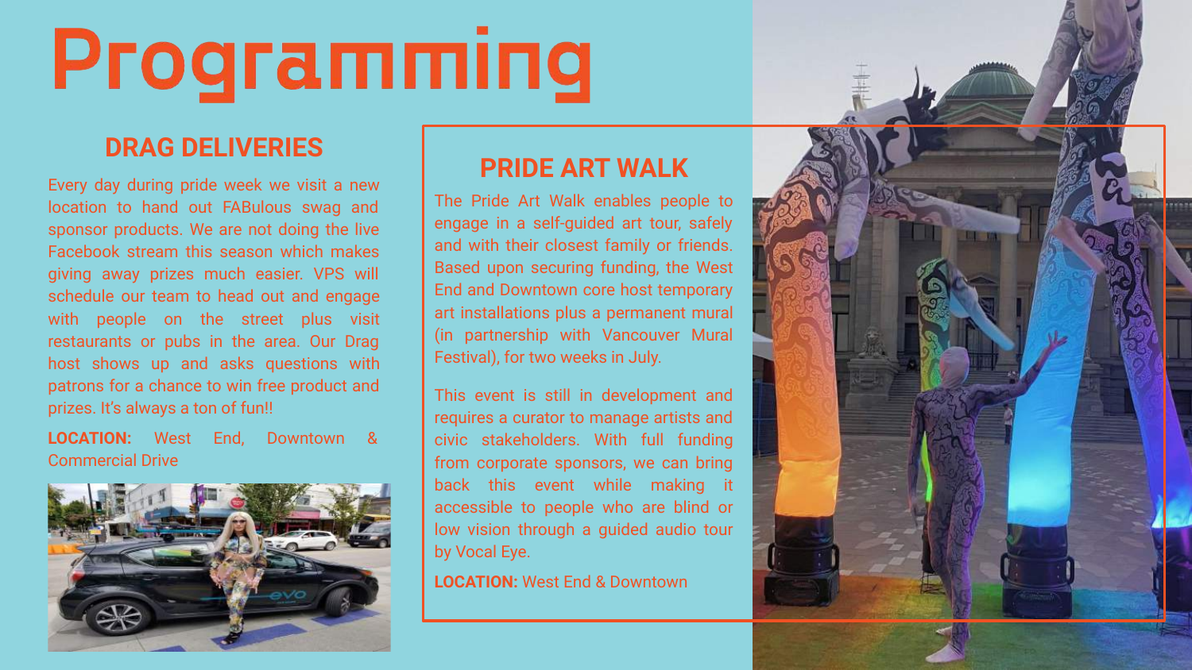# Programming

## DRAG DELIVERIES

Every day during pride week we visit a new location to hand out FABulous swag and sponsor products. We are not doing the live Facebook stream this season which makes giving away prizes much easier. VPS will schedule our team to head out and engage with people on the street plus visit restaurants or pubs in the area. Our Drag host shows up and asks questions with patrons for a chance to win free product and prizes. It's always a ton of fun!!

**LOCATION:** West End, Downtown & Commercial Drive

## PRIDE ART WALK

The Pride Art Walk enables people to engage in a self-guided art tour, safely and with their closest family or friends. Based upon securing funding, the West End and Downtown core host temporary art installations plus a permanent mural (in partnership with Vancouver Mural Festival), for two weeks in July.

This event is still in development and requires a curator to manage artists and civic stakeholders. With full funding from corporate sponsors, we can bring back this event while making it accessible to people who are blind or low vision through a guided audio tour by Vocal Eye.

**LOCATION:** West End & Downtown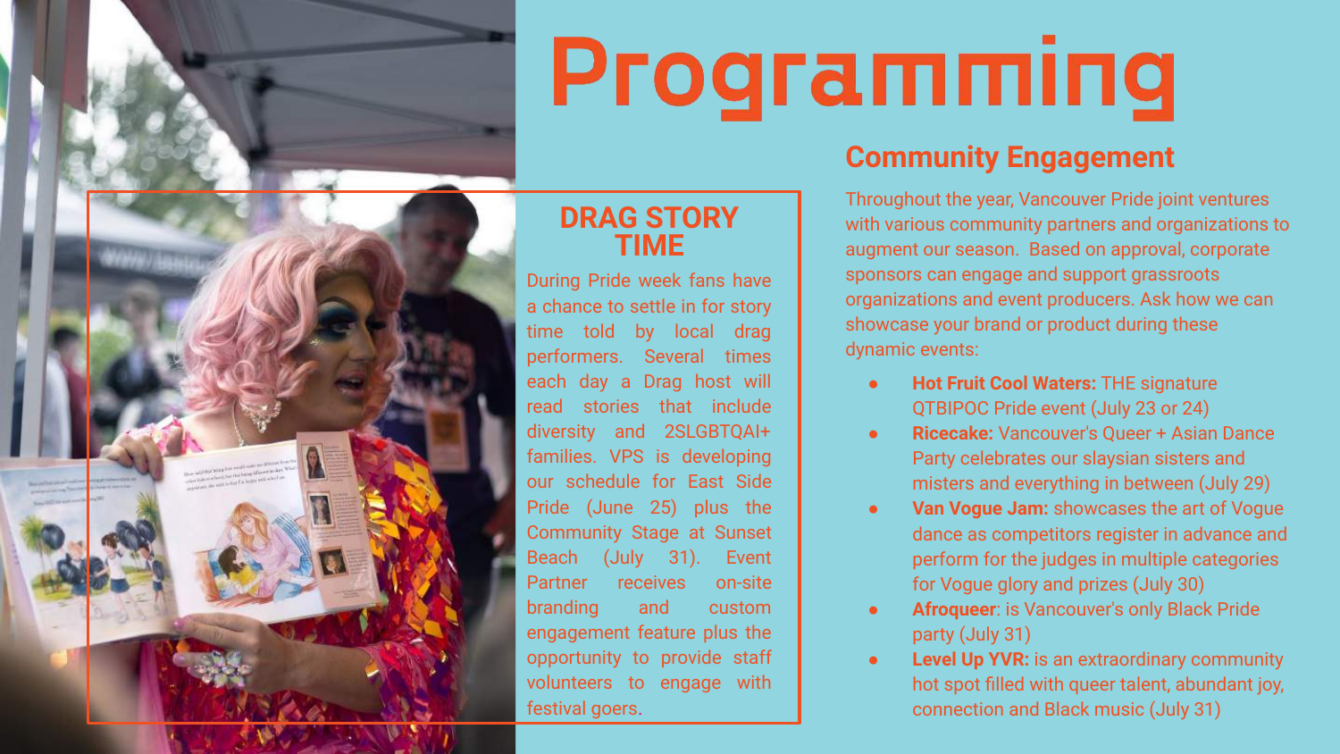# Programming

### DRAG STORY TIME

During Pride week fans have a chance to settle in for story time told by local drag performers. Several times each day a Drag host will read stories that include diversity and 2SLGBTQAI+ families. VPS is developing our schedule for East Side Pride (June 25) plus the Community Stage at Sunset Beach (July 31). Event Partner receives on-site branding and custom engagement feature plus the opportunity to provide staff volunteers to engage with festival goers.

## Community Engagement

Throughout the year, Vancouver Pride joint ventures with various community partners and organizations to augment our season. Based on approval, corporate sponsors can engage and support grassroots organizations and event producers. Ask how we can showcase your brand or product during these dynamic events:

- **Hot Fruit Cool Waters:** THE signature QTBIPOC Pride event (July 23 or 24)
- **Ricecake:** Vancouver's Queer + Asian Dance Party celebrates our slaysian sisters and misters and everything in between (July 29)
- **Van Vogue Jam:** showcases the art of Vogue dance as competitors register in advance and perform for the judges in multiple categories for Vogue glory and prizes (July 30)
- **Afroqueer**: is Vancouver's only Black Pride party (July 31)
- **Level Up YVR:** is an extraordinary community hot spot filled with queer talent, abundant joy, connection and Black music (July 31)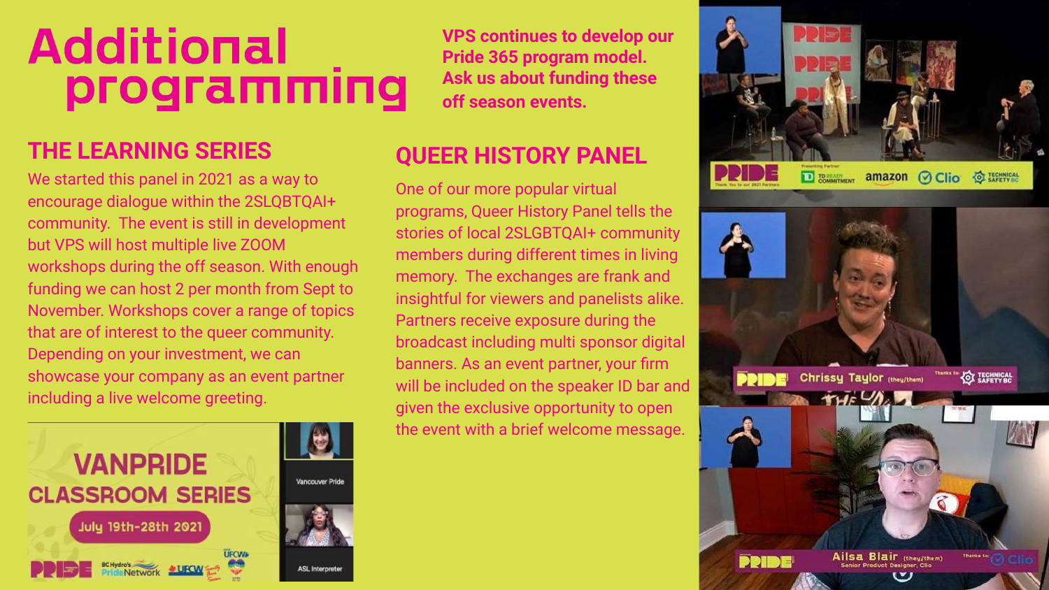# Additional programming

**VPS continues to develop our Pride 365 program model. Ask us about funding these off season events.**

## THE LEARNING SERIES

We started this panel in 2021 as a way to encourage dialogue within the 2SLQBTQAI+ community. The event is still in development but VPS will host multiple live ZOOM workshops during the off season. With enough funding we can host 2 per month from Sept to November. Workshops cover a range of topics that are of interest to the queer community. Depending on your investment, we can showcase your company as an event partner including a live welcome greeting.

## QUEER HISTORY PANEL

One of our more popular virtual programs, Queer History Panel tells the stories of local 2SLGBTQAI+ community members during different times in living memory. The exchanges are frank and insightful for viewers and panelists alike. Partners receive exposure during the broadcast including multi sponsor digital banners. As an event partner, your firm will be included on the speaker ID bar and given the exclusive opportunity to open the event with a brief welcome message.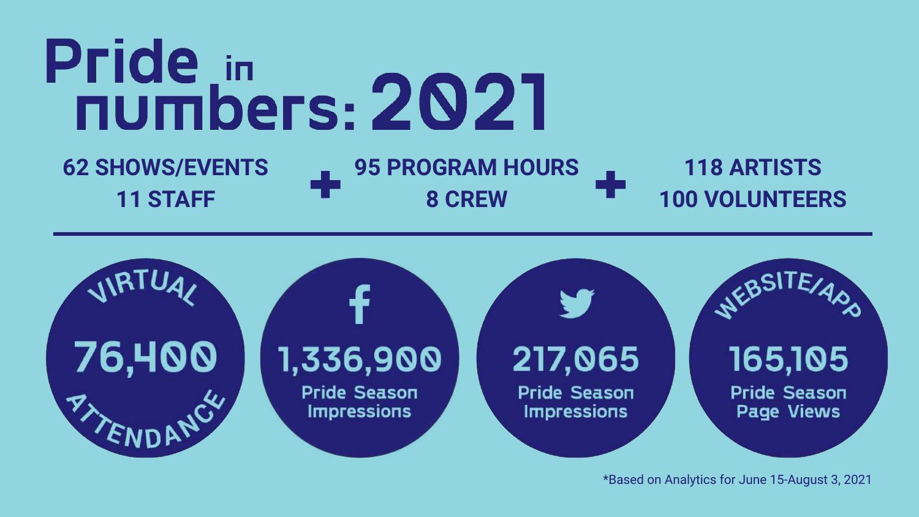# Pride in numbers: 2021

**62 SHOWS/EVENTS**
**11 STAFF**

+

**95 PROGRAM HOURS**
**8 CREW**

+

**118 ARTISTS**
**100 VOLUNTEERS**

---

**VIRTUAL ATTENDANCE**
76,400

**f**
1,336,900
Pride Season Impressions

**Twitter**
217,065
Pride Season Impressions

**WEBSITE/APP**
165,105
Pride Season Page Views

*Based on Analytics for June 15-August 3, 2021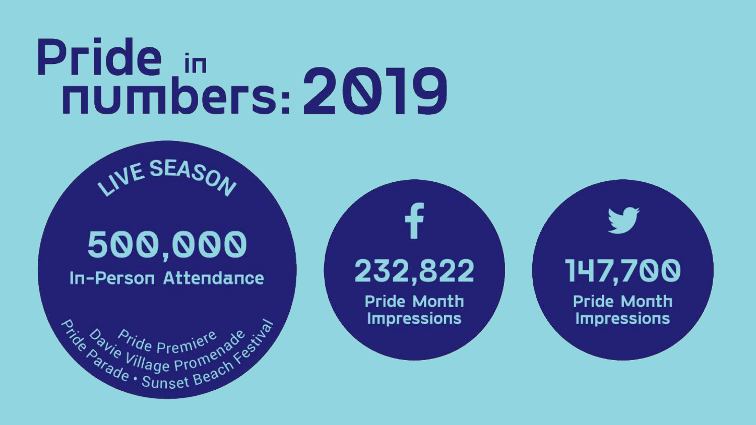# Pride in numbers: 2019

## LIVE SEASON

**500,000**

In-Person Attendance

Pride Premiere
Davie Village Promenade
Pride Parade • Sunset Beach Festival

## f

**232,822**

Pride Month Impressions

## Twitter

**147,700**

Pride Month Impressions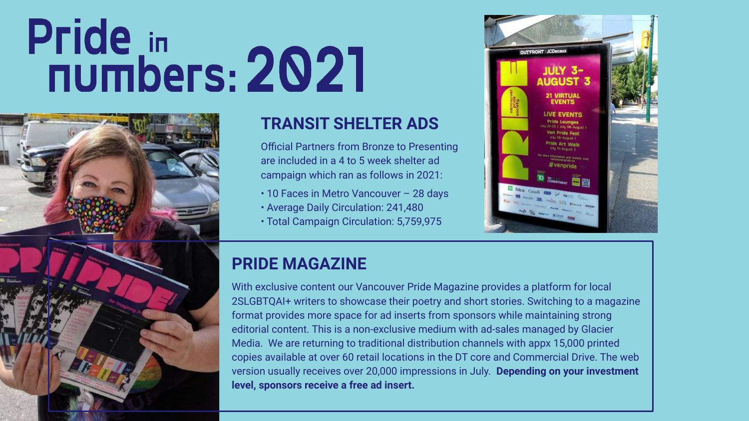# Pride in numbers: 2021

## TRANSIT SHELTER ADS

Official Partners from Bronze to Presenting are included in a 4 to 5 week shelter ad campaign which ran as follows in 2021:

- 10 Faces in Metro Vancouver – 28 days
- Average Daily Circulation: 241,480
- Total Campaign Circulation: 5,759,975

## PRIDE MAGAZINE

With exclusive content our Vancouver Pride Magazine provides a platform for local 2SLGBTQAI+ writers to showcase their poetry and short stories. Switching to a magazine format provides more space for ad inserts from sponsors while maintaining strong editorial content. This is a non-exclusive medium with ad-sales managed by Glacier Media. We are returning to traditional distribution channels with appx 15,000 printed copies available at over 60 retail locations in the DT core and Commercial Drive. The web version usually receives over 20,000 impressions in July. **Depending on your investment level, sponsors receive a free ad insert.**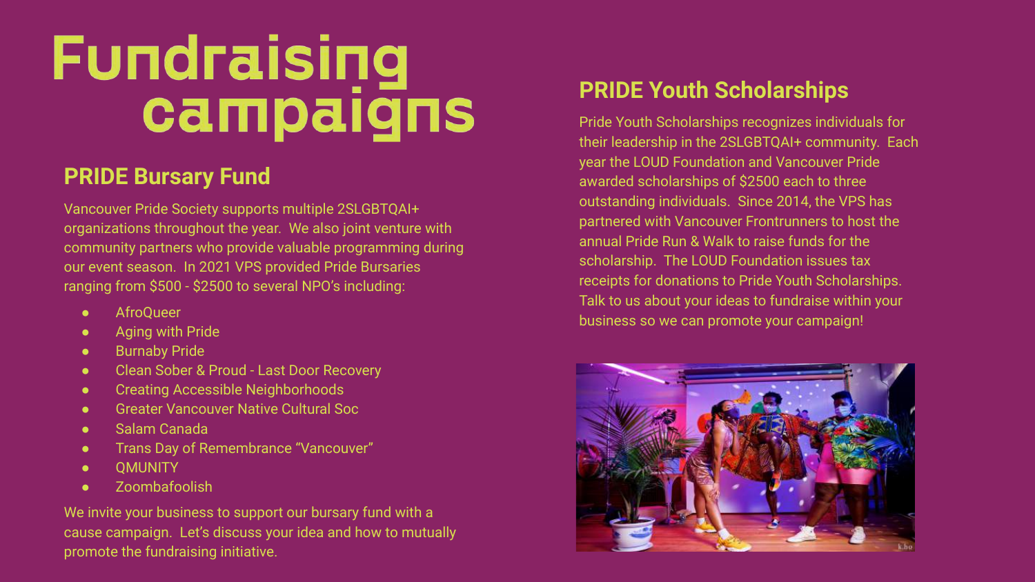# Fundraising campaigns

## PRIDE Bursary Fund

Vancouver Pride Society supports multiple 2SLGBTQAI+ organizations throughout the year. We also joint venture with community partners who provide valuable programming during our event season. In 2021 VPS provided Pride Bursaries ranging from $500 - $2500 to several NPO's including:

- AfroQueer
- Aging with Pride
- Burnaby Pride
- Clean Sober & Proud - Last Door Recovery
- Creating Accessible Neighborhoods
- Greater Vancouver Native Cultural Soc
- Salam Canada
- Trans Day of Remembrance "Vancouver"
- QMUNITY
- Zoombafoolish

We invite your business to support our bursary fund with a cause campaign. Let's discuss your idea and how to mutually promote the fundraising initiative.

## PRIDE Youth Scholarships

Pride Youth Scholarships recognizes individuals for their leadership in the 2SLGBTQAI+ community. Each year the LOUD Foundation and Vancouver Pride awarded scholarships of $2500 each to three outstanding individuals. Since 2014, the VPS has partnered with Vancouver Frontrunners to host the annual Pride Run & Walk to raise funds for the scholarship. The LOUD Foundation issues tax receipts for donations to Pride Youth Scholarships. Talk to us about your ideas to fundraise within your business so we can promote your campaign!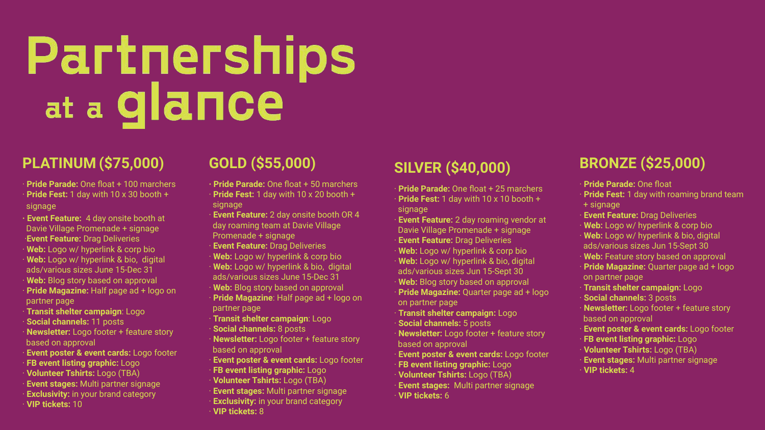# Partnerships at a glance

## PLATINUM ($75,000)

- **Pride Parade:** One float + 100 marchers
- **Pride Fest:** 1 day with 10 x 30 booth + signage
- **Event Feature:** 4 day onsite booth at Davie Village Promenade + signage
- **Event Feature:** Drag Deliveries
- **Web:** Logo w/ hyperlink & corp bio
- **Web:** Logo w/ hyperlink & bio, digital ads/various sizes June 15-Dec 31
- **Web:** Blog story based on approval
- **Pride Magazine:** Half page ad + logo on partner page
- **Transit shelter campaign**: Logo
- **Social channels:** 11 posts
- **Newsletter:** Logo footer + feature story based on approval
- **Event poster & event cards:** Logo footer
- **FB event listing graphic:** Logo
- **Volunteer Tshirts:** Logo (TBA)
- **Event stages:** Multi partner signage
- **Exclusivity:** in your brand category
- **VIP tickets:** 10

## GOLD ($55,000)

- **Pride Parade:** One float + 50 marchers
- **Pride Fest:** 1 day with 10 x 20 booth + signage
- **Event Feature:** 2 day onsite booth OR 4 day roaming team at Davie Village Promenade + signage
- **Event Feature:** Drag Deliveries
- **Web:** Logo w/ hyperlink & corp bio
- **Web:** Logo w/ hyperlink & bio, digital ads/various sizes June 15-Dec 31
- **Web:** Blog story based on approval
- **Pride Magazine**: Half page ad + logo on partner page
- **Transit shelter campaign**: Logo
- **Social channels:** 8 posts
- **Newsletter:** Logo footer + feature story based on approval
- **Event poster & event cards:** Logo footer
- **FB event listing graphic:** Logo
- **Volunteer Tshirts:** Logo (TBA)
- **Event stages:** Multi partner signage
- **Exclusivity:** in your brand category
- **VIP tickets:** 8

## SILVER ($40,000)

- **Pride Parade:** One float + 25 marchers
- **Pride Fest:** 1 day with 10 x 10 booth + signage
- **Event Feature:** 2 day roaming vendor at Davie Village Promenade + signage
- **Event Feature:** Drag Deliveries
- **Web:** Logo w/ hyperlink & corp bio
- **Web:** Logo w/ hyperlink & bio, digital ads/various sizes Jun 15-Sept 30
- **Web:** Blog story based on approval
- **Pride Magazine:** Quarter page ad + logo on partner page
- **Transit shelter campaign:** Logo
- **Social channels:** 5 posts
- **Newsletter:** Logo footer + feature story based on approval
- **Event poster & event cards:** Logo footer
- **FB event listing graphic:** Logo
- **Volunteer Tshirts:** Logo (TBA)
- **Event stages:** Multi partner signage
- **VIP tickets:** 6

## BRONZE ($25,000)

- **Pride Parade:** One float
- **Pride Fest:** 1 day with roaming brand team + signage
- **Event Feature:** Drag Deliveries
- **Web:** Logo w/ hyperlink & corp bio
- **Web:** Logo w/ hyperlink & bio, digital ads/various sizes Jun 15-Sept 30
- **Web:** Feature story based on approval
- **Pride Magazine:** Quarter page ad + logo on partner page
- **Transit shelter campaign:** Logo
- **Social channels:** 3 posts
- **Newsletter:** Logo footer + feature story based on approval
- **Event poster & event cards:** Logo footer
- **FB event listing graphic:** Logo
- **Volunteer Tshirts:** Logo (TBA)
- **Event stages:** Multi partner signage
- **VIP tickets:** 4